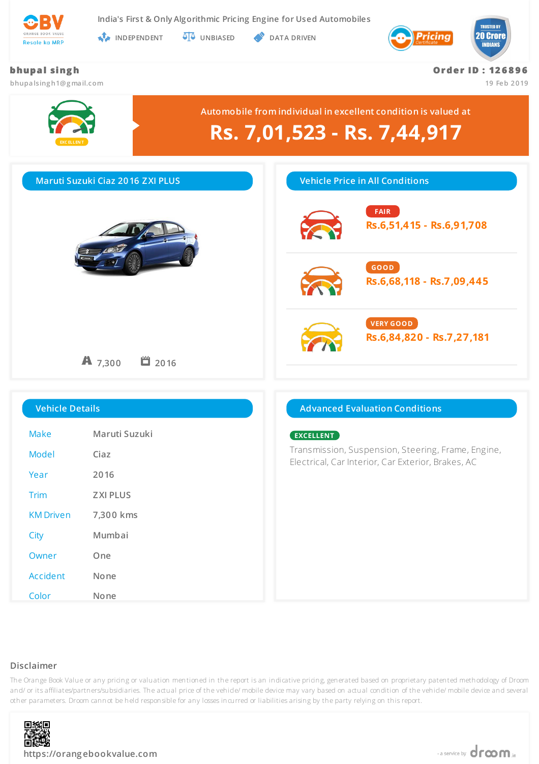OBV
ORANGE BOOK VALUE
Resale ka MRP

India's First & Only Algorithmic Pricing Engine for Used Automobiles

INDEPENDENT | UNBIASED | DATA DRIVEN

Pricing Certificate

TRUSTED BY 20 Crore INDIANS

**bhupal singh**
bhupalsingh1@gmail.com

**Order ID : 126896**
19 Feb 2019

EXCELLENT

Automobile from individual in excellent condition is valued at

# Rs. 7,01,523 - Rs. 7,44,917

## Maruti Suzuki Ciaz 2016 ZXI PLUS

7,300 | 2016

## Vehicle Price in All Conditions

**FAIR**
Rs.6,51,415 - Rs.6,91,708

**GOOD**
Rs.6,68,118 - Rs.7,09,445

**VERY GOOD**
Rs.6,84,820 - Rs.7,27,181

## Vehicle Details

| | |
|---|---|
| Make | Maruti Suzuki |
| Model | Ciaz |
| Year | 2016 |
| Trim | ZXI PLUS |
| KM Driven | 7,300 kms |
| City | Mumbai |
| Owner | One |
| Accident | None |
| Color | None |

## Advanced Evaluation Conditions

**EXCELLENT**

Transmission, Suspension, Steering, Frame, Engine, Electrical, Car Interior, Car Exterior, Brakes, AC

### Disclaimer

The Orange Book Value or any pricing or valuation mentioned in the report is an indicative pricing, generated based on proprietary patented methodology of Droom and/ or its affiliates/partners/subsidiaries. The actual price of the vehicle/ mobile device may vary based on actual condition of the vehicle/ mobile device and several other parameters. Droom cannot be held responsible for any losses incurred or liabilities arising by the party relying on this report.

https://orangebookvalue.com

- a service by droom.in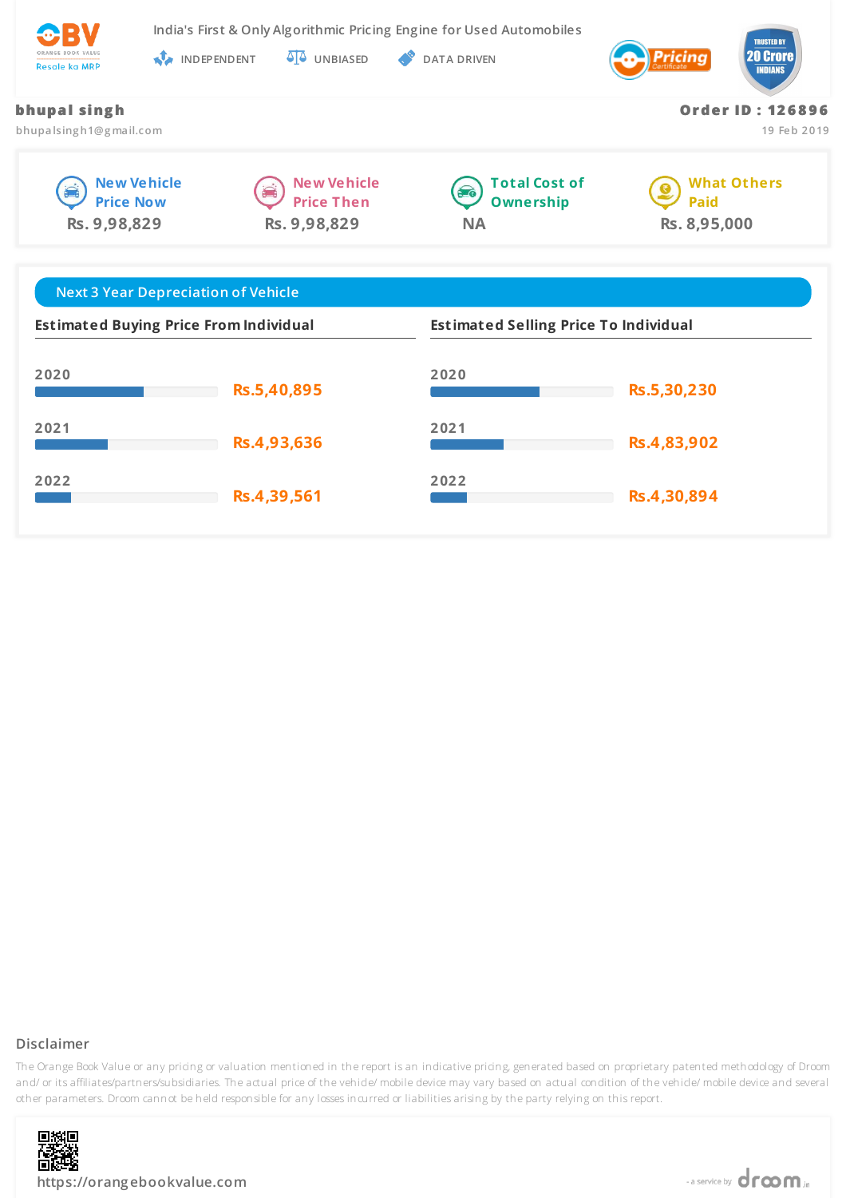India's First & Only Algorithmic Pricing Engine for Used Automobiles

INDEPENDENT UNBIASED DATA DRIVEN

**bhupal singh**
bhupalsingh1@gmail.com

**Order ID : 126896**
19 Feb 2019

| New Vehicle Price Now | New Vehicle Price Then | Total Cost of Ownership | What Others Paid |
|---|---|---|---|
| Rs. 9,98,829 | Rs. 9,98,829 | NA | Rs. 8,95,000 |

## Next 3 Year Depreciation of Vehicle

| Year | Estimated Buying Price From Individual | Estimated Selling Price To Individual |
|---|---|---|
| 2020 | Rs.5,40,895 | Rs.5,30,230 |
| 2021 | Rs.4,93,636 | Rs.4,83,902 |
| 2022 | Rs.4,39,561 | Rs.4,30,894 |

### Disclaimer

The Orange Book Value or any pricing or valuation mentioned in the report is an indicative pricing, generated based on proprietary patented methodology of Droom and/ or its affiliates/partners/subsidiaries. The actual price of the vehicle/ mobile device may vary based on actual condition of the vehicle/ mobile device and several other parameters. Droom cannot be held responsible for any losses incurred or liabilities arising by the party relying on this report.

https://orangebookvalue.com

- a service by droom.in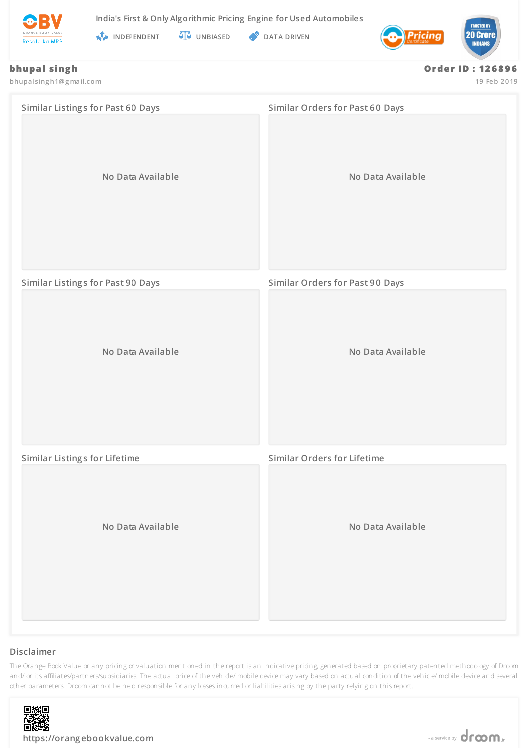India's First & Only Algorithmic Pricing Engine for Used Automobiles

INDEPENDENT | UNBIASED | DATA DRIVEN

**bhupal singh**

bhupalsingh1@gmail.com

**Order ID : 126896**

19 Feb 2019

### Similar Listings for Past 60 Days

No Data Available

### Similar Orders for Past 60 Days

No Data Available

### Similar Listings for Past 90 Days

No Data Available

### Similar Orders for Past 90 Days

No Data Available

### Similar Listings for Lifetime

No Data Available

### Similar Orders for Lifetime

No Data Available

## Disclaimer

The Orange Book Value or any pricing or valuation mentioned in the report is an indicative pricing, generated based on proprietary patented methodology of Droom and/ or its affiliates/partners/subsidiaries. The actual price of the vehicle/ mobile device may vary based on actual condition of the vehicle/ mobile device and several other parameters. Droom cannot be held responsible for any losses incurred or liabilities arising by the party relying on this report.

https://orangebookvalue.com

- a service by droom.in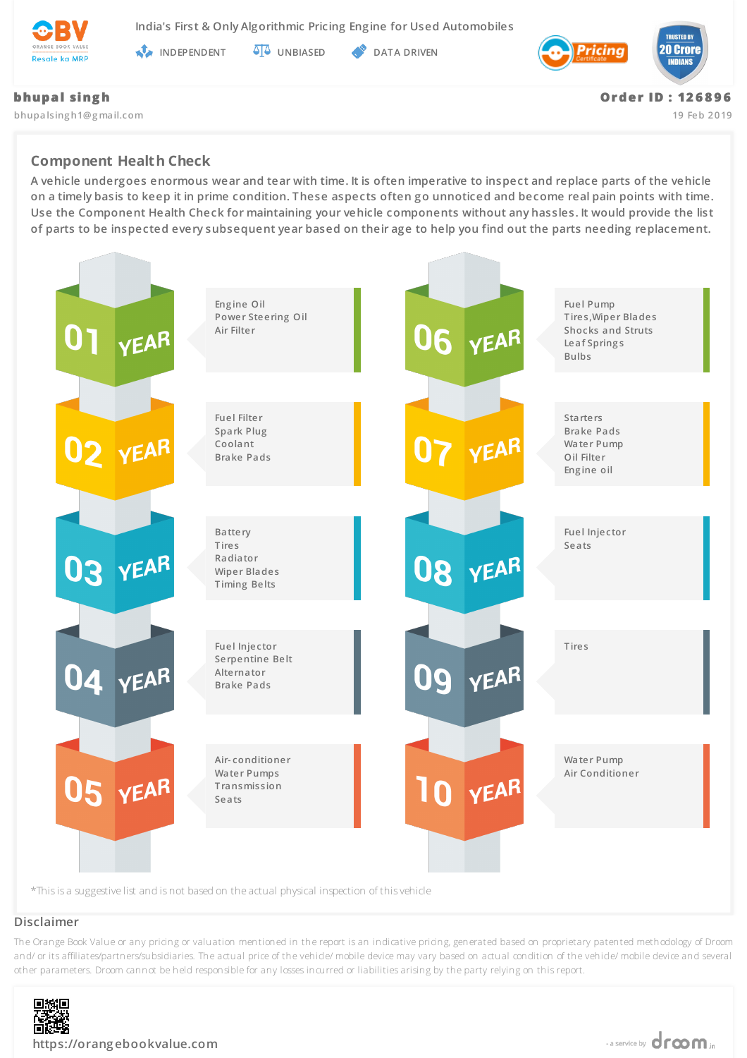India's First & Only Algorithmic Pricing Engine for Used Automobiles

INDEPENDENT UNBIASED DATA DRIVEN

**bhupal singh**
bhupalsingh1@gmail.com

**Order ID : 126896**
19 Feb 2019

## Component Health Check

A vehicle undergoes enormous wear and tear with time. It is often imperative to inspect and replace parts of the vehicle on a timely basis to keep it in prime condition. These aspects often go unnoticed and become real pain points with time. Use the Component Health Check for maintaining your vehicle components without any hassles. It would provide the list of parts to be inspected every subsequent year based on their age to help you find out the parts needing replacement.

**01 YEAR**
- Engine Oil
- Power Steering Oil
- Air Filter

**02 YEAR**
- Fuel Filter
- Spark Plug
- Coolant
- Brake Pads

**03 YEAR**
- Battery
- Tires
- Radiator
- Wiper Blades
- Timing Belts

**04 YEAR**
- Fuel Injector
- Serpentine Belt
- Alternator
- Brake Pads

**05 YEAR**
- Air-conditioner
- Water Pumps
- Transmission
- Seats

**06 YEAR**
- Fuel Pump
- Tires,Wiper Blades
- Shocks and Struts
- Leaf Springs
- Bulbs

**07 YEAR**
- Starters
- Brake Pads
- Water Pump
- Oil Filter
- Engine oil

**08 YEAR**
- Fuel Injector
- Seats

**09 YEAR**
- Tires

**10 YEAR**
- Water Pump
- Air Conditioner

*This is a suggestive list and is not based on the actual physical inspection of this vehicle

## Disclaimer

The Orange Book Value or any pricing or valuation mentioned in the report is an indicative pricing, generated based on proprietary patented methodology of Droom and/ or its affiliates/partners/subsidiaries. The actual price of the vehicle/ mobile device may vary based on actual condition of the vehicle/ mobile device and several other parameters. Droom cannot be held responsible for any losses incurred or liabilities arising by the party relying on this report.

https://orangebookvalue.com

- a service by droom.in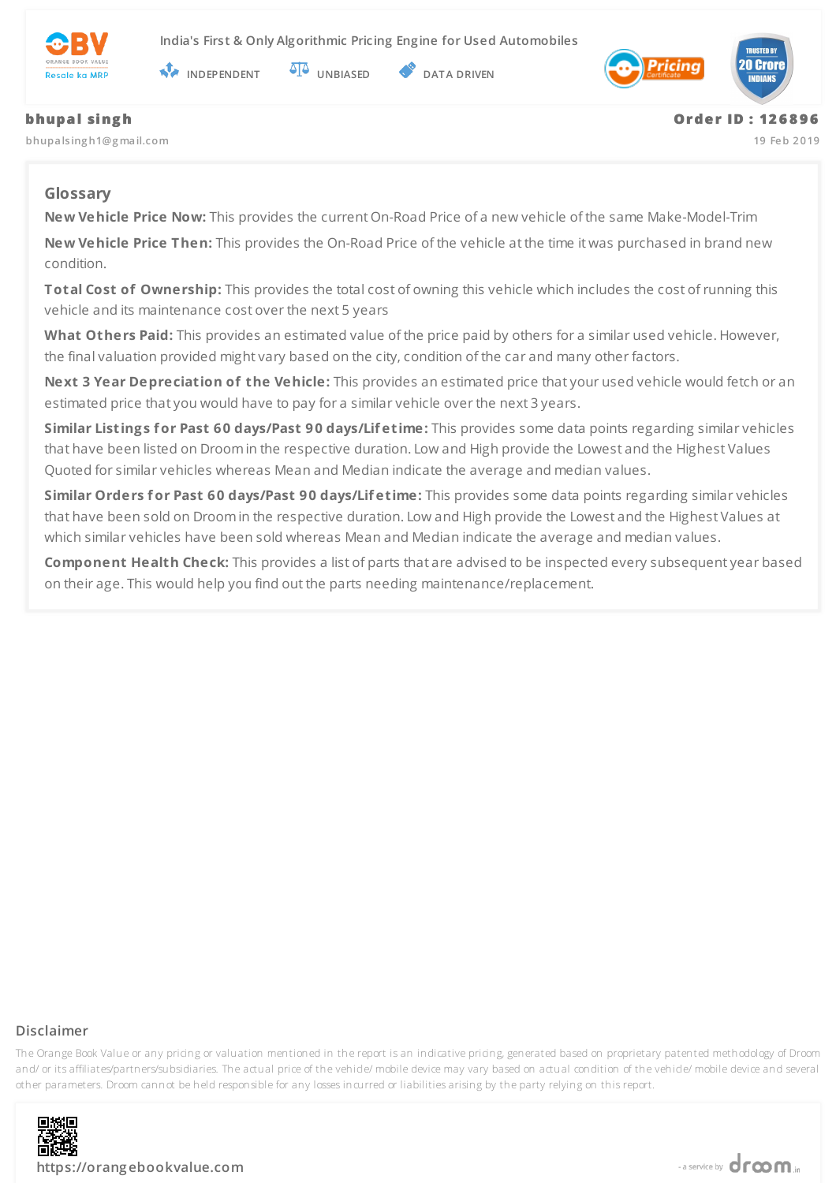bhupal singh

bhupalsingh1@gmail.com

Order ID : 126896

19 Feb 2019

## Glossary

**New Vehicle Price Now:** This provides the current On-Road Price of a new vehicle of the same Make-Model-Trim

**New Vehicle Price Then:** This provides the On-Road Price of the vehicle at the time it was purchased in brand new condition.

**Total Cost of Ownership:** This provides the total cost of owning this vehicle which includes the cost of running this vehicle and its maintenance cost over the next 5 years

**What Others Paid:** This provides an estimated value of the price paid by others for a similar used vehicle. However, the final valuation provided might vary based on the city, condition of the car and many other factors.

**Next 3 Year Depreciation of the Vehicle:** This provides an estimated price that your used vehicle would fetch or an estimated price that you would have to pay for a similar vehicle over the next 3 years.

**Similar Listings for Past 60 days/Past 90 days/Lifetime:** This provides some data points regarding similar vehicles that have been listed on Droom in the respective duration. Low and High provide the Lowest and the Highest Values Quoted for similar vehicles whereas Mean and Median indicate the average and median values.

**Similar Orders for Past 60 days/Past 90 days/Lifetime:** This provides some data points regarding similar vehicles that have been sold on Droom in the respective duration. Low and High provide the Lowest and the Highest Values at which similar vehicles have been sold whereas Mean and Median indicate the average and median values.

**Component Health Check:** This provides a list of parts that are advised to be inspected every subsequent year based on their age. This would help you find out the parts needing maintenance/replacement.

## Disclaimer

The Orange Book Value or any pricing or valuation mentioned in the report is an indicative pricing, generated based on proprietary patented methodology of Droom and/ or its affiliates/partners/subsidiaries. The actual price of the vehicle/ mobile device may vary based on actual condition of the vehicle/ mobile device and several other parameters. Droom cannot be held responsible for any losses incurred or liabilities arising by the party relying on this report.

https://orangebookvalue.com

- a service by droom.in